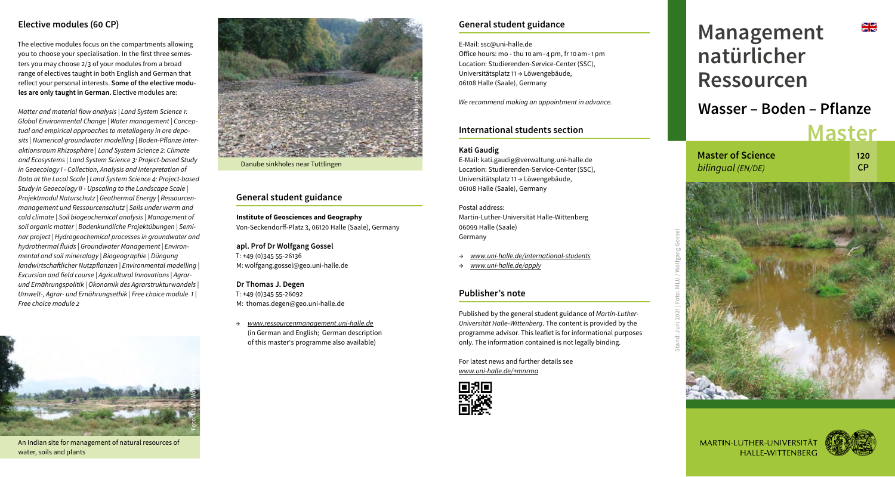## Elective modules (60 CP)

The elective modules focus on the compartments allowing you to choose your specialisation. In the first three semesters you may choose 2/3 of your modules from a broad range of electives taught in both English and German that reflect your personal interests. **Some of the elective modules are only taught in German.** Elective modules are:

*Matter and material flow analysis | Land System Science 1: Global Environmental Change | Water management | Conceptual and empirical approaches to metallogeny in ore deposits | Numerical groundwater modelling | Boden-Pflanze Interaktionsraum Rhizosphäre | Land System Science 2: Climate and Ecosystems | Land System Science 3: Project-based Study in Geoecology I - Collection, Analysis and Interpretation of Data at the Local Scale | Land System Science 4: Project-based Study in Geoecology II - Upscaling to the Landscape Scale | Projektmodul Naturschutz | Geothermal Energy | Ressourcenmanagement und Ressourcenschutz | Soils under warm and cold climate | Soil biogeochemical analysis | Management of soil organic matter | Bodenkundliche Projektübungen | Seminar project | Hydrogeochemical processes in groundwater and hydrothermal fluids | Groundwater Management | Environmental and soil mineralogy | Biogeographie | Düngung landwirtschaftlicher Nutzpflanzen | Environmental modelling | Excursion and field course | Agricultural Innovations | Agrar- und Ernährungspolitik | Ökonomik des Agrarstrukturwandels | Umwelt-, Agrar- und Ernährungsethik | Free choice module 1 | Free choice module 2*

An Indian site for management of natural resources of water, soils and plants

Danube sinkholes near Tuttlingen

## General student guidance

**Institute of Geosciences and Geography**
Von-Seckendorff-Platz 3, 06120 Halle (Saale), Germany

**apl. Prof Dr Wolfgang Gossel**
T: +49 (0)345 55-26136
M: wolfgang.gossel@geo.uni-halle.de

**Dr Thomas J. Degen**
T: +49 (0)345 55-26092
M: thomas.degen@geo.uni-halle.de

→ *www.ressourcenmanagement.uni-halle.de* (in German and English; German description of this master's programme also available)

## General student guidance

E-Mail: ssc@uni-halle.de
Office hours: mo - thu 10 am - 4 pm, fr 10 am - 1 pm
Location: Studierenden-Service-Center (SSC), Universitätsplatz 11 → Löwengebäude, 06108 Halle (Saale), Germany

*We recommend making an appointment in advance.*

## International students section

**Kati Gaudig**
E-Mail: kati.gaudig@verwaltung.uni-halle.de
Location: Studierenden-Service-Center (SSC), Universitätsplatz 11 → Löwengebäude, 06108 Halle (Saale), Germany

Postal address:
Martin-Luther-Universität Halle-Wittenberg
06099 Halle (Saale)
Germany

→ *www.uni-halle.de/international-students*
→ *www.uni-halle.de/apply*

## Publisher's note

Published by the general student guidance of *Martin-Luther-Universität Halle-Wittenberg*. The content is provided by the programme advisor. This leaflet is for informational purposes only. The information contained is not legally binding.

For latest news and further details see
*www.uni-halle.de/+mnrma*

# Management natürlicher Ressourcen

## Wasser – Boden – Pflanze

# Master

**Master of Science** *bilingual (EN/DE)* — **120 CP**

Stand: Juni 2021 | Foto: MLU / Wolfgang Gossel

MARTIN-LUTHER-UNIVERSITÄT HALLE-WITTENBERG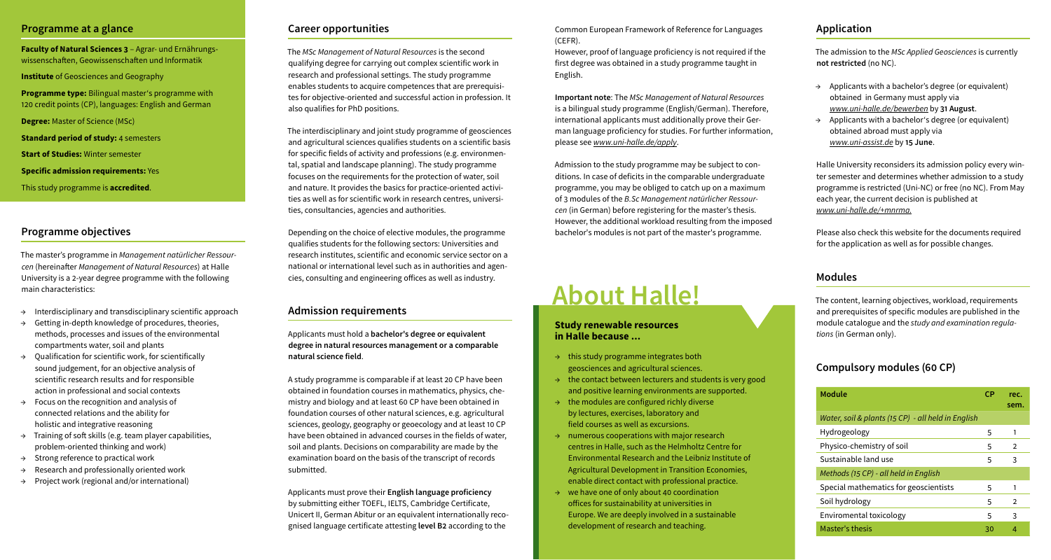## Programme at a glance

**Faculty of Natural Sciences 3** – Agrar- und Ernährungswissenschaften, Geowissenschaften und Informatik

**Institute** of Geosciences and Geography

**Programme type:** Bilingual master's programme with 120 credit points (CP), languages: English and German

**Degree:** Master of Science (MSc)

**Standard period of study:** 4 semesters

**Start of Studies:** Winter semester

**Specific admission requirements:** Yes

This study programme is **accredited**.

## Programme objectives

The master's programme in *Management natürlicher Ressourcen* (hereinafter *Management of Natural Resources*) at Halle University is a 2-year degree programme with the following main characteristics:

- → Interdisciplinary and transdisciplinary scientific approach
- → Getting in-depth knowledge of procedures, theories, methods, processes and issues of the environmental compartments water, soil and plants
- → Qualification for scientific work, for scientifically sound judgement, for an objective analysis of scientific research results and for responsible action in professional and social contexts
- → Focus on the recognition and analysis of connected relations and the ability for holistic and integrative reasoning
- → Training of soft skills (e.g. team player capabilities, problem-oriented thinking and work)
- → Strong reference to practical work
- → Research and professionally oriented work
- → Project work (regional and/or international)

## Career opportunities

The *MSc Management of Natural Resources* is the second qualifying degree for carrying out complex scientific work in research and professional settings. The study programme enables students to acquire competences that are prerequisites for objective-oriented and successful action in profession. It also qualifies for PhD positions.

The interdisciplinary and joint study programme of geosciences and agricultural sciences qualifies students on a scientific basis for specific fields of activity and professions (e.g. environmental, spatial and landscape planning). The study programme focuses on the requirements for the protection of water, soil and nature. It provides the basics for practice-oriented activities as well as for scientific work in research centres, universities, consultancies, agencies and authorities.

Depending on the choice of elective modules, the programme qualifies students for the following sectors: Universities and research institutes, scientific and economic service sector on a national or international level such as in authorities and agencies, consulting and engineering offices as well as industry.

## Admission requirements

Applicants must hold a **bachelor's degree or equivalent degree in natural resources management or a comparable natural science field**.

A study programme is comparable if at least 20 CP have been obtained in foundation courses in mathematics, physics, chemistry and biology and at least 60 CP have been obtained in foundation courses of other natural sciences, e.g. agricultural sciences, geology, geography or geoecology and at least 10 CP have been obtained in advanced courses in the fields of water, soil and plants. Decisions on comparability are made by the examination board on the basis of the transcript of records submitted.

Applicants must prove their **English language proficiency** by submitting either TOEFL, IELTS, Cambridge Certificate, Unicert II, German Abitur or an equivalent internationally recognised language certificate attesting **level B2** according to the Common European Framework of Reference for Languages (CEFR).

However, proof of language proficiency is not required if the first degree was obtained in a study programme taught in English.

**Important note**: The *MSc Management of Natural Resources* is a bilingual study programme (English/German). Therefore, international applicants must additionally prove their German language proficiency for studies. For further information, please see *www.uni-halle.de/apply*.

Admission to the study programme may be subject to conditions. In case of deficits in the comparable undergraduate programme, you may be obliged to catch up on a maximum of 3 modules of the *B.Sc Management natürlicher Ressourcen* (in German) before registering for the master's thesis. However, the additional workload resulting from the imposed bachelor's modules is not part of the master's programme.

# About Halle!

### Study renewable resources in Halle because ...

- → this study programme integrates both geosciences and agricultural sciences.
- → the contact between lecturers and students is very good and positive learning environments are supported.
- → the modules are configured richly diverse by lectures, exercises, laboratory and field courses as well as excursions.
- → numerous cooperations with major research centres in Halle, such as the Helmholtz Centre for Environmental Research and the Leibniz Institute of Agricultural Development in Transition Economies, enable direct contact with professional practice.
- → we have one of only about 40 coordination offices for sustainability at universities in Europe. We are deeply involved in a sustainable development of research and teaching.

## Application

The admission to the *MSc Applied Geosciences* is currently **not restricted** (no NC).

- → Applicants with a bachelor's degree (or equivalent) obtained in Germany must apply via *www.uni-halle.de/bewerben* by **31 August**.
- → Applicants with a bachelor's degree (or equivalent) obtained abroad must apply via *www.uni-assist.de* by **15 June**.

Halle University reconsiders its admission policy every winter semester and determines whether admission to a study programme is restricted (Uni-NC) or free (no NC). From May each year, the current decision is published at *www.uni-halle.de/+mnrma.*

Please also check this website for the documents required for the application as well as for possible changes.

## Modules

The content, learning objectives, workload, requirements and prerequisites of specific modules are published in the module catalogue and the *study and examination regulations* (in German only).

## Compulsory modules (60 CP)

| Module | CP | rec. sem. |
|---|---|---|
| *Water, soil & plants (15 CP) - all held in English* | | |
| Hydrogeology | 5 | 1 |
| Physico-chemistry of soil | 5 | 2 |
| Sustainable land use | 5 | 3 |
| *Methods (15 CP) - all held in English* | | |
| Special mathematics for geoscientists | 5 | 1 |
| Soil hydrology | 5 | 2 |
| Enviromental toxicology | 5 | 3 |
| Master's thesis | 30 | 4 |